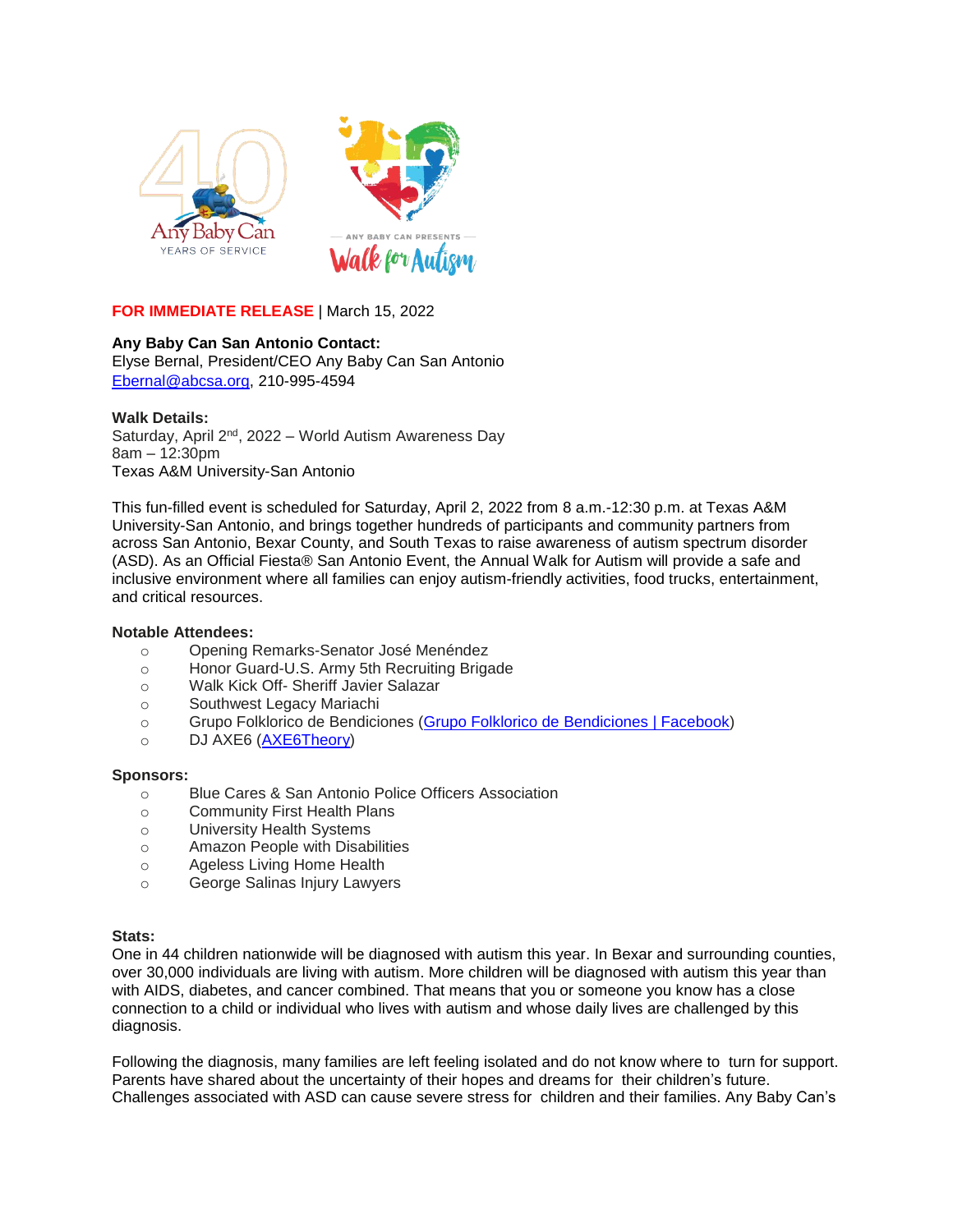**FOR IMMEDIATE RELEASE** | March 15, 2022

**Any Baby Can San Antonio Contact:**
Elyse Bernal, President/CEO Any Baby Can San Antonio
[Ebernal@abcsa.org](mailto:Ebernal@abcsa.org), 210-995-4594

**Walk Details:**
Saturday, April 2nd, 2022 – World Autism Awareness Day
8am – 12:30pm
Texas A&M University-San Antonio

This fun-filled event is scheduled for Saturday, April 2, 2022 from 8 a.m.-12:30 p.m. at Texas A&M University-San Antonio, and brings together hundreds of participants and community partners from across San Antonio, Bexar County, and South Texas to raise awareness of autism spectrum disorder (ASD). As an Official Fiesta® San Antonio Event, the Annual Walk for Autism will provide a safe and inclusive environment where all families can enjoy autism-friendly activities, food trucks, entertainment, and critical resources.

**Notable Attendees:**

- Opening Remarks-Senator José Menéndez
- Honor Guard-U.S. Army 5th Recruiting Brigade
- Walk Kick Off- Sheriff Javier Salazar
- Southwest Legacy Mariachi
- Grupo Folklorico de Bendiciones (Grupo Folklorico de Bendiciones | Facebook)
- DJ AXE6 (AXE6Theory)

**Sponsors:**

- Blue Cares & San Antonio Police Officers Association
- Community First Health Plans
- University Health Systems
- Amazon People with Disabilities
- Ageless Living Home Health
- George Salinas Injury Lawyers

**Stats:**
One in 44 children nationwide will be diagnosed with autism this year. In Bexar and surrounding counties, over 30,000 individuals are living with autism. More children will be diagnosed with autism this year than with AIDS, diabetes, and cancer combined. That means that you or someone you know has a close connection to a child or individual who lives with autism and whose daily lives are challenged by this diagnosis.

Following the diagnosis, many families are left feeling isolated and do not know where to turn for support. Parents have shared about the uncertainty of their hopes and dreams for their children's future. Challenges associated with ASD can cause severe stress for children and their families. Any Baby Can's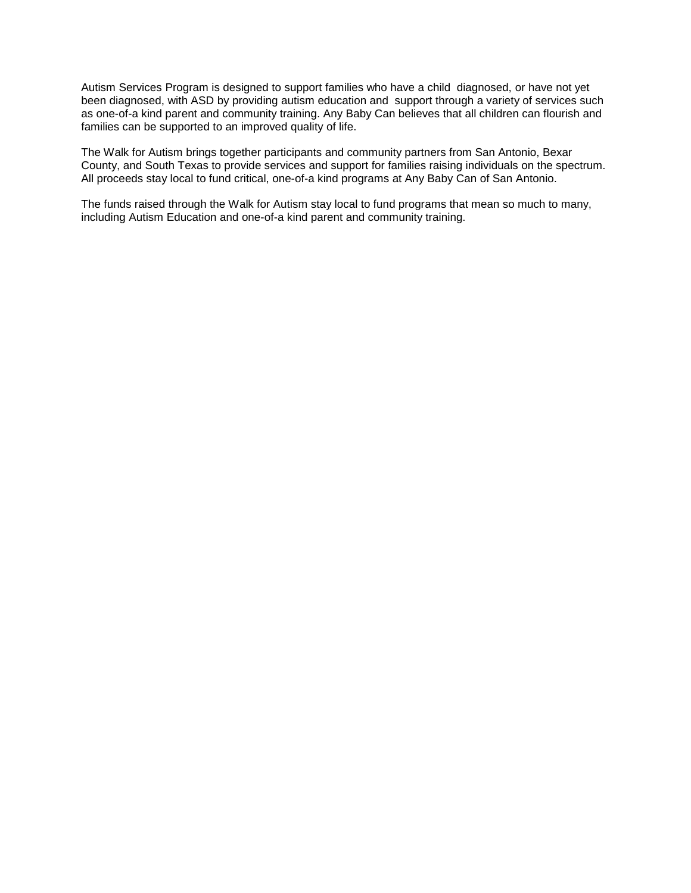Autism Services Program is designed to support families who have a child diagnosed, or have not yet been diagnosed, with ASD by providing autism education and support through a variety of services such as one-of-a kind parent and community training. Any Baby Can believes that all children can flourish and families can be supported to an improved quality of life.

The Walk for Autism brings together participants and community partners from San Antonio, Bexar County, and South Texas to provide services and support for families raising individuals on the spectrum. All proceeds stay local to fund critical, one-of-a kind programs at Any Baby Can of San Antonio.

The funds raised through the Walk for Autism stay local to fund programs that mean so much to many, including Autism Education and one-of-a kind parent and community training.